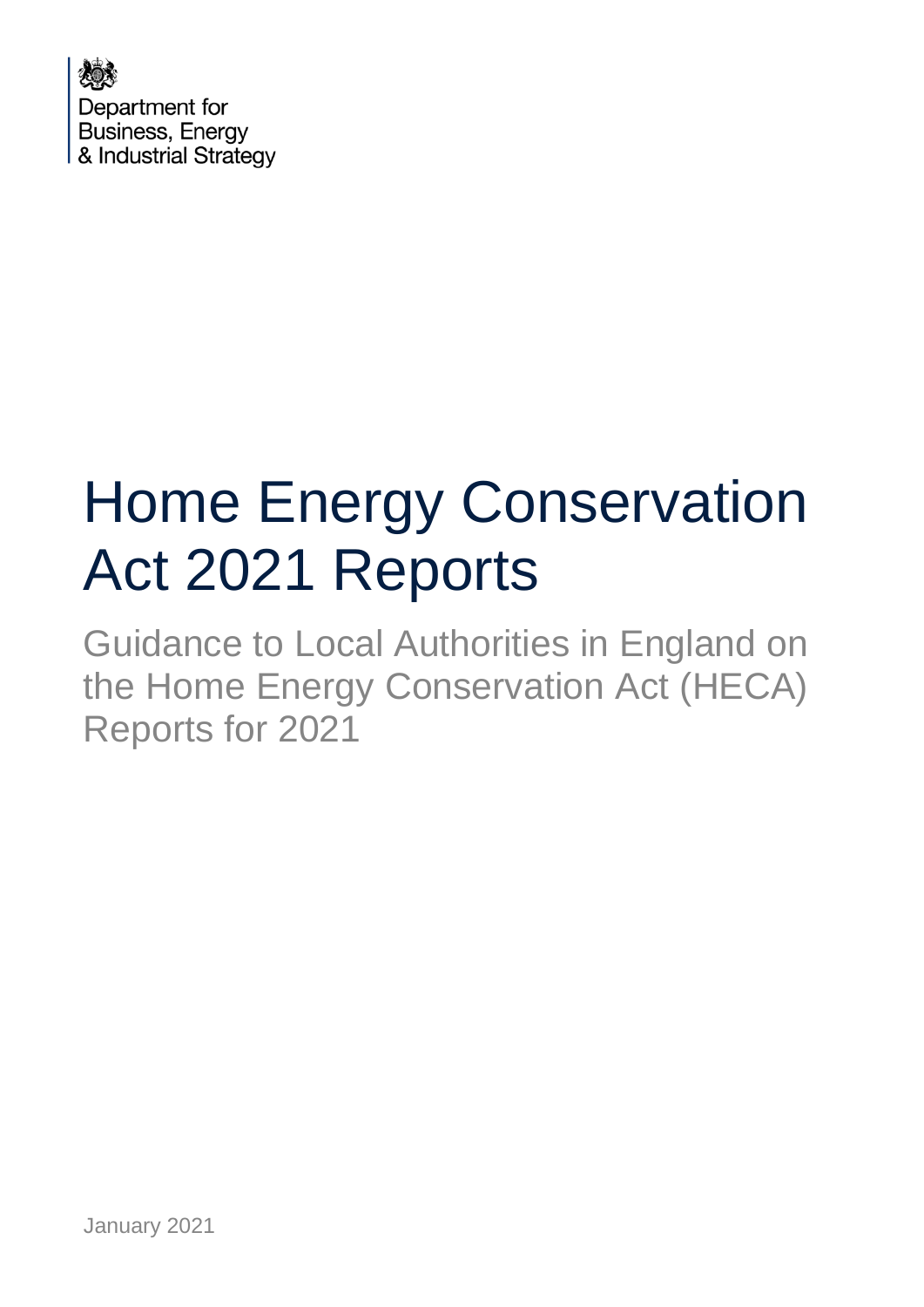Department for Business, Energy & Industrial Strategy

# Home Energy Conservation Act 2021 Reports

Guidance to Local Authorities in England on the Home Energy Conservation Act (HECA) Reports for 2021

January 2021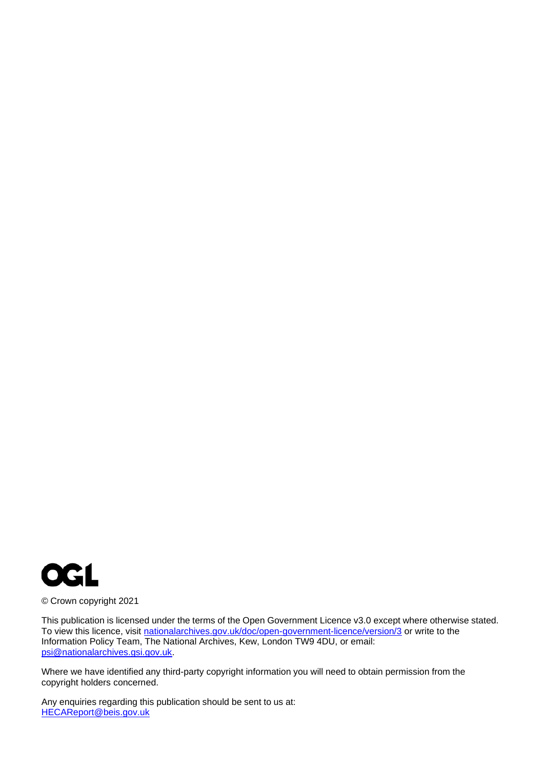© Crown copyright 2021

This publication is licensed under the terms of the Open Government Licence v3.0 except where otherwise stated. To view this licence, visit nationalarchives.gov.uk/doc/open-government-licence/version/3 or write to the Information Policy Team, The National Archives, Kew, London TW9 4DU, or email: psi@nationalarchives.gsi.gov.uk.

Where we have identified any third-party copyright information you will need to obtain permission from the copyright holders concerned.

Any enquiries regarding this publication should be sent to us at: HECAReport@beis.gov.uk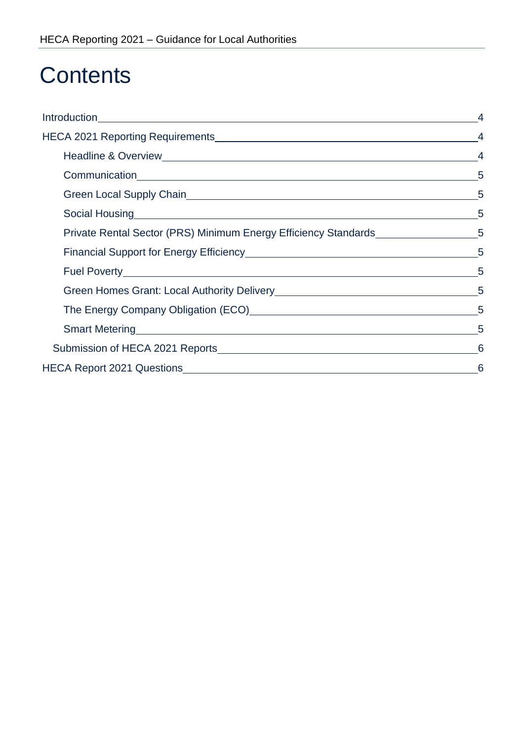# Contents

Introduction 4

HECA 2021 Reporting Requirements 4

- Headline & Overview 4
- Communication 5
- Green Local Supply Chain 5
- Social Housing 5
- Private Rental Sector (PRS) Minimum Energy Efficiency Standards 5
- Financial Support for Energy Efficiency 5
- Fuel Poverty 5
- Green Homes Grant: Local Authority Delivery 5
- The Energy Company Obligation (ECO) 5
- Smart Metering 5

Submission of HECA 2021 Reports 6

HECA Report 2021 Questions 6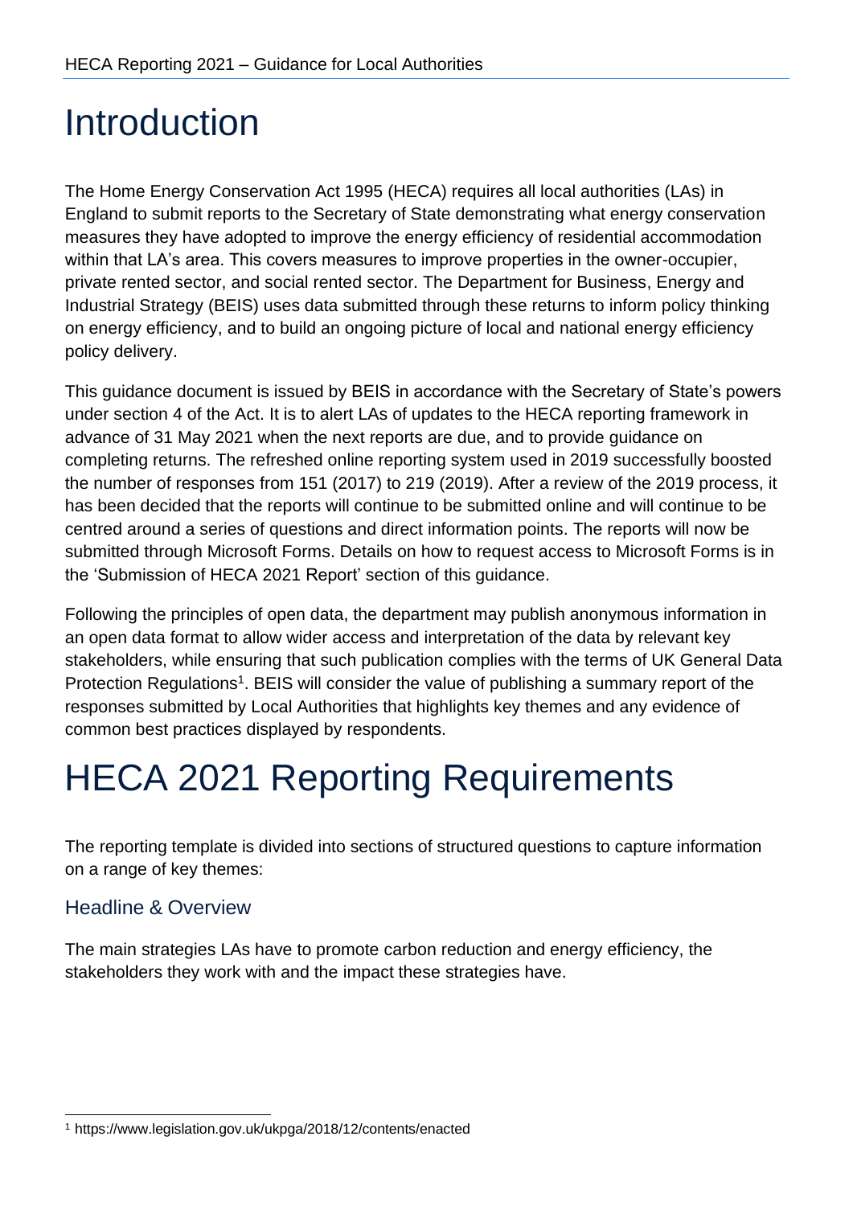# Introduction

The Home Energy Conservation Act 1995 (HECA) requires all local authorities (LAs) in England to submit reports to the Secretary of State demonstrating what energy conservation measures they have adopted to improve the energy efficiency of residential accommodation within that LA's area. This covers measures to improve properties in the owner-occupier, private rented sector, and social rented sector. The Department for Business, Energy and Industrial Strategy (BEIS) uses data submitted through these returns to inform policy thinking on energy efficiency, and to build an ongoing picture of local and national energy efficiency policy delivery.

This guidance document is issued by BEIS in accordance with the Secretary of State's powers under section 4 of the Act. It is to alert LAs of updates to the HECA reporting framework in advance of 31 May 2021 when the next reports are due, and to provide guidance on completing returns. The refreshed online reporting system used in 2019 successfully boosted the number of responses from 151 (2017) to 219 (2019). After a review of the 2019 process, it has been decided that the reports will continue to be submitted online and will continue to be centred around a series of questions and direct information points. The reports will now be submitted through Microsoft Forms. Details on how to request access to Microsoft Forms is in the 'Submission of HECA 2021 Report' section of this guidance.

Following the principles of open data, the department may publish anonymous information in an open data format to allow wider access and interpretation of the data by relevant key stakeholders, while ensuring that such publication complies with the terms of UK General Data Protection Regulations[1]. BEIS will consider the value of publishing a summary report of the responses submitted by Local Authorities that highlights key themes and any evidence of common best practices displayed by respondents.

# HECA 2021 Reporting Requirements

The reporting template is divided into sections of structured questions to capture information on a range of key themes:

## Headline & Overview

The main strategies LAs have to promote carbon reduction and energy efficiency, the stakeholders they work with and the impact these strategies have.

[1] https://www.legislation.gov.uk/ukpga/2018/12/contents/enacted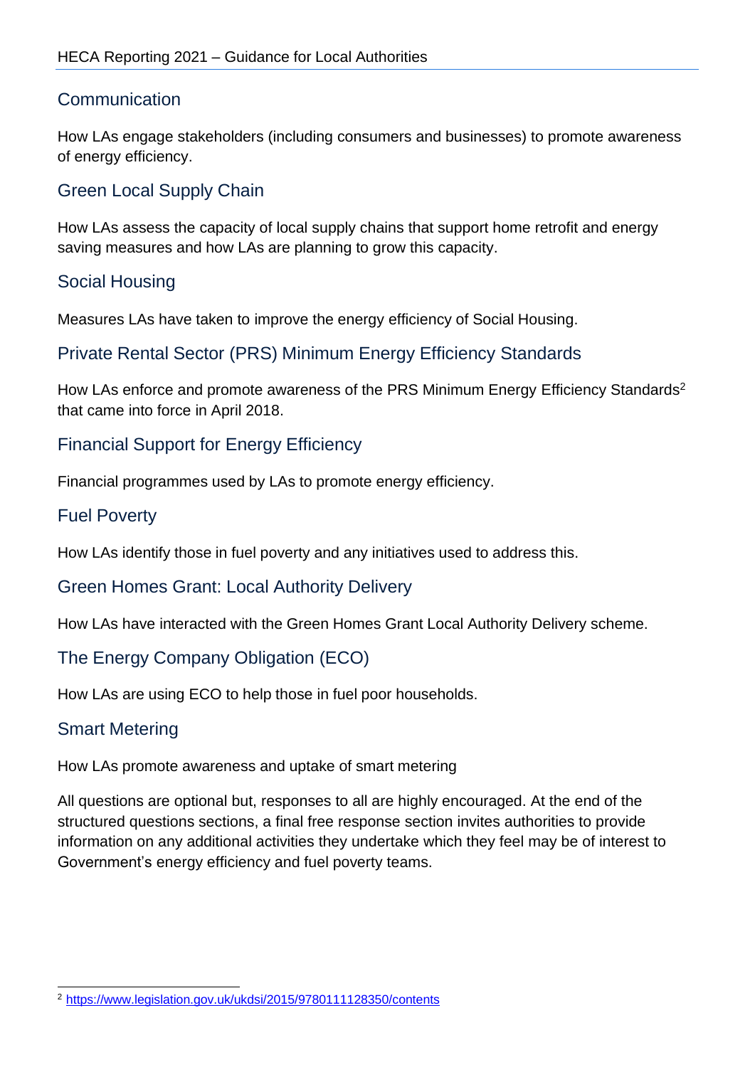## Communication

How LAs engage stakeholders (including consumers and businesses) to promote awareness of energy efficiency.

## Green Local Supply Chain

How LAs assess the capacity of local supply chains that support home retrofit and energy saving measures and how LAs are planning to grow this capacity.

## Social Housing

Measures LAs have taken to improve the energy efficiency of Social Housing.

## Private Rental Sector (PRS) Minimum Energy Efficiency Standards

How LAs enforce and promote awareness of the PRS Minimum Energy Efficiency Standards[2] that came into force in April 2018.

## Financial Support for Energy Efficiency

Financial programmes used by LAs to promote energy efficiency.

## Fuel Poverty

How LAs identify those in fuel poverty and any initiatives used to address this.

## Green Homes Grant: Local Authority Delivery

How LAs have interacted with the Green Homes Grant Local Authority Delivery scheme.

## The Energy Company Obligation (ECO)

How LAs are using ECO to help those in fuel poor households.

## Smart Metering

How LAs promote awareness and uptake of smart metering

All questions are optional but, responses to all are highly encouraged. At the end of the structured questions sections, a final free response section invites authorities to provide information on any additional activities they undertake which they feel may be of interest to Government's energy efficiency and fuel poverty teams.

[2] https://www.legislation.gov.uk/ukdsi/2015/9780111128350/contents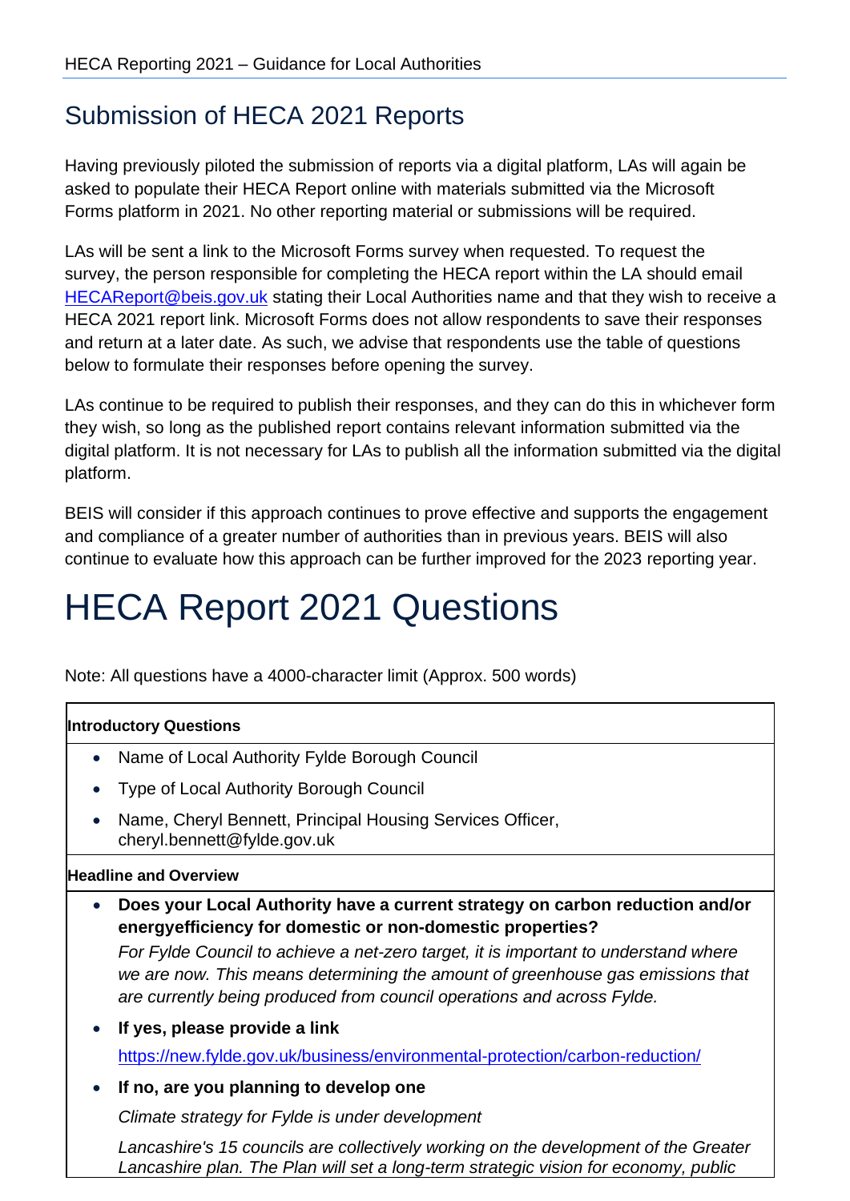## Submission of HECA 2021 Reports

Having previously piloted the submission of reports via a digital platform, LAs will again be asked to populate their HECA Report online with materials submitted via the Microsoft Forms platform in 2021. No other reporting material or submissions will be required.

LAs will be sent a link to the Microsoft Forms survey when requested. To request the survey, the person responsible for completing the HECA report within the LA should email [HECAReport@beis.gov.uk](mailto:HECAReport@beis.gov.uk) stating their Local Authorities name and that they wish to receive a HECA 2021 report link. Microsoft Forms does not allow respondents to save their responses and return at a later date. As such, we advise that respondents use the table of questions below to formulate their responses before opening the survey.

LAs continue to be required to publish their responses, and they can do this in whichever form they wish, so long as the published report contains relevant information submitted via the digital platform. It is not necessary for LAs to publish all the information submitted via the digital platform.

BEIS will consider if this approach continues to prove effective and supports the engagement and compliance of a greater number of authorities than in previous years. BEIS will also continue to evaluate how this approach can be further improved for the 2023 reporting year.

# HECA Report 2021 Questions

Note: All questions have a 4000-character limit (Approx. 500 words)

**Introductory Questions**

- Name of Local Authority Fylde Borough Council
- Type of Local Authority Borough Council
- Name, Cheryl Bennett, Principal Housing Services Officer, cheryl.bennett@fylde.gov.uk

**Headline and Overview**

- **Does your Local Authority have a current strategy on carbon reduction and/or energyefficiency for domestic or non-domestic properties?**

  *For Fylde Council to achieve a net-zero target, it is important to understand where we are now. This means determining the amount of greenhouse gas emissions that are currently being produced from council operations and across Fylde.*

- **If yes, please provide a link**

  [https://new.fylde.gov.uk/business/environmental-protection/carbon-reduction/](https://new.fylde.gov.uk/business/environmental-protection/carbon-reduction/)

- **If no, are you planning to develop one**

  *Climate strategy for Fylde is under development*

  *Lancashire's 15 councils are collectively working on the development of the Greater Lancashire plan. The Plan will set a long-term strategic vision for economy, public*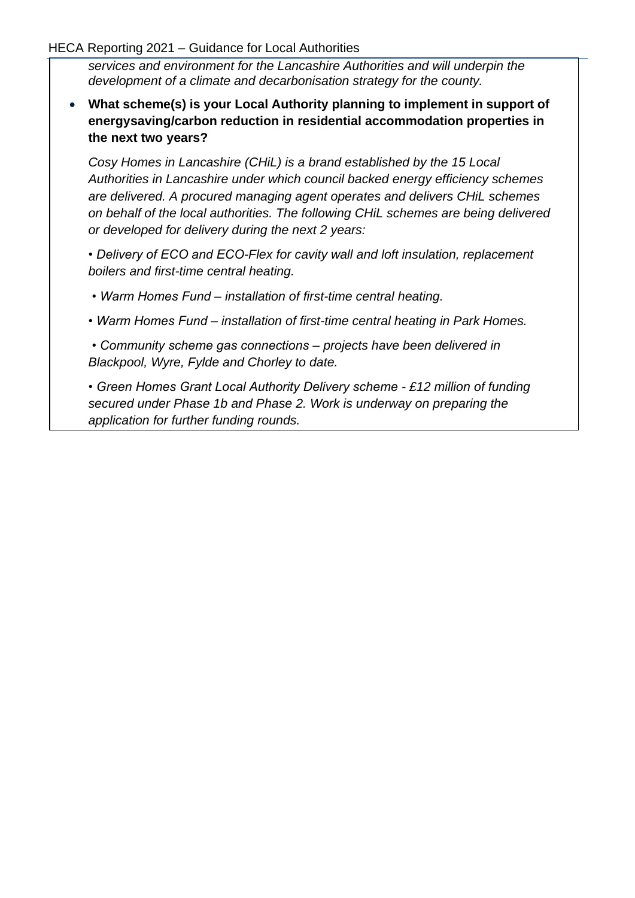*services and environment for the Lancashire Authorities and will underpin the development of a climate and decarbonisation strategy for the county.*

- **What scheme(s) is your Local Authority planning to implement in support of energysaving/carbon reduction in residential accommodation properties in the next two years?**

  *Cosy Homes in Lancashire (CHiL) is a brand established by the 15 Local Authorities in Lancashire under which council backed energy efficiency schemes are delivered. A procured managing agent operates and delivers CHiL schemes on behalf of the local authorities. The following CHiL schemes are being delivered or developed for delivery during the next 2 years:*

  *• Delivery of ECO and ECO-Flex for cavity wall and loft insulation, replacement boilers and first-time central heating.*

  *• Warm Homes Fund – installation of first-time central heating.*

  *• Warm Homes Fund – installation of first-time central heating in Park Homes.*

  *• Community scheme gas connections – projects have been delivered in Blackpool, Wyre, Fylde and Chorley to date.*

  *• Green Homes Grant Local Authority Delivery scheme - £12 million of funding secured under Phase 1b and Phase 2. Work is underway on preparing the application for further funding rounds.*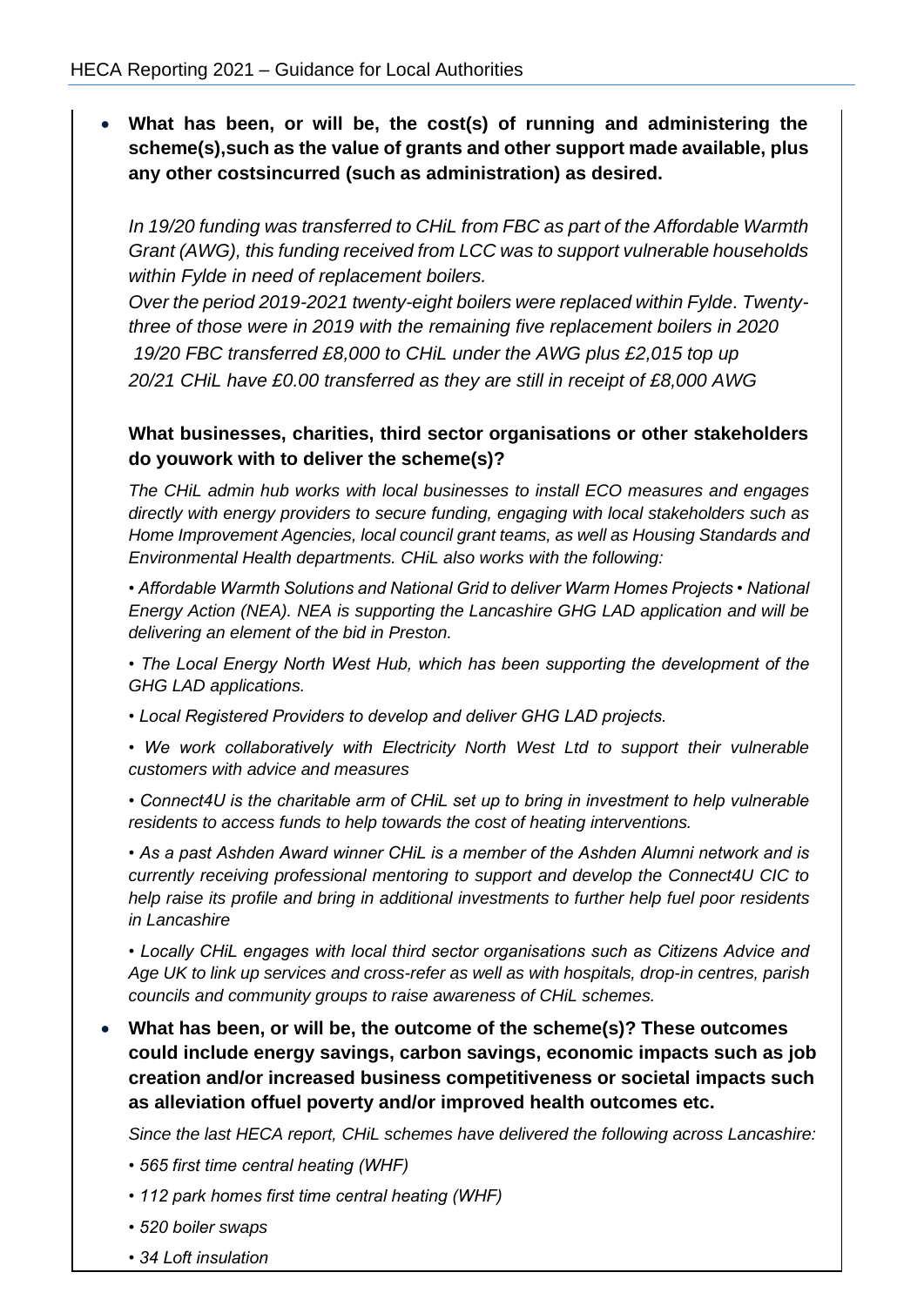- **What has been, or will be, the cost(s) of running and administering the scheme(s),such as the value of grants and other support made available, plus any other costsincurred (such as administration) as desired.**

  *In 19/20 funding was transferred to CHiL from FBC as part of the Affordable Warmth Grant (AWG), this funding received from LCC was to support vulnerable households within Fylde in need of replacement boilers.*

  *Over the period 2019-2021 twenty-eight boilers were replaced within Fylde. Twenty-three of those were in 2019 with the remaining five replacement boilers in 2020*

  *19/20 FBC transferred £8,000 to CHiL under the AWG plus £2,015 top up*

  *20/21 CHiL have £0.00 transferred as they are still in receipt of £8,000 AWG*

  **What businesses, charities, third sector organisations or other stakeholders do youwork with to deliver the scheme(s)?**

  *The CHiL admin hub works with local businesses to install ECO measures and engages directly with energy providers to secure funding, engaging with local stakeholders such as Home Improvement Agencies, local council grant teams, as well as Housing Standards and Environmental Health departments. CHiL also works with the following:*

  *• Affordable Warmth Solutions and National Grid to deliver Warm Homes Projects • National Energy Action (NEA). NEA is supporting the Lancashire GHG LAD application and will be delivering an element of the bid in Preston.*

  *• The Local Energy North West Hub, which has been supporting the development of the GHG LAD applications.*

  *• Local Registered Providers to develop and deliver GHG LAD projects.*

  *• We work collaboratively with Electricity North West Ltd to support their vulnerable customers with advice and measures*

  *• Connect4U is the charitable arm of CHiL set up to bring in investment to help vulnerable residents to access funds to help towards the cost of heating interventions.*

  *• As a past Ashden Award winner CHiL is a member of the Ashden Alumni network and is currently receiving professional mentoring to support and develop the Connect4U CIC to help raise its profile and bring in additional investments to further help fuel poor residents in Lancashire*

  *• Locally CHiL engages with local third sector organisations such as Citizens Advice and Age UK to link up services and cross-refer as well as with hospitals, drop-in centres, parish councils and community groups to raise awareness of CHiL schemes.*

- **What has been, or will be, the outcome of the scheme(s)? These outcomes could include energy savings, carbon savings, economic impacts such as job creation and/or increased business competitiveness or societal impacts such as alleviation offuel poverty and/or improved health outcomes etc.**

  *Since the last HECA report, CHiL schemes have delivered the following across Lancashire:*

  *• 565 first time central heating (WHF)*

  *• 112 park homes first time central heating (WHF)*

  *• 520 boiler swaps*

  *• 34 Loft insulation*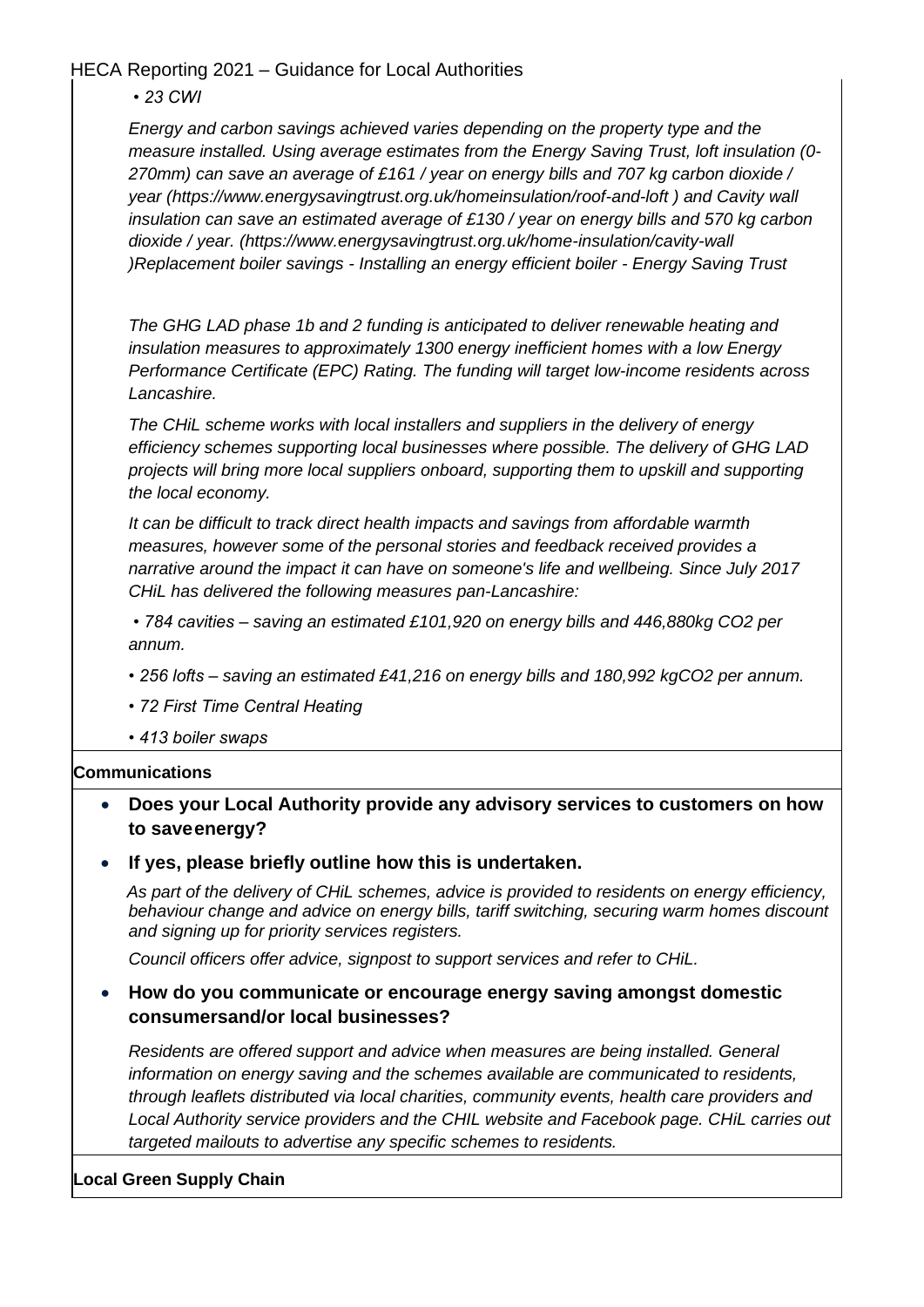*• 23 CWI*

*Energy and carbon savings achieved varies depending on the property type and the measure installed. Using average estimates from the Energy Saving Trust, loft insulation (0-270mm) can save an average of £161 / year on energy bills and 707 kg carbon dioxide / year (https://www.energysavingtrust.org.uk/homeinsulation/roof-and-loft ) and Cavity wall insulation can save an estimated average of £130 / year on energy bills and 570 kg carbon dioxide / year. (https://www.energysavingtrust.org.uk/home-insulation/cavity-wall )Replacement boiler savings - Installing an energy efficient boiler - Energy Saving Trust*

*The GHG LAD phase 1b and 2 funding is anticipated to deliver renewable heating and insulation measures to approximately 1300 energy inefficient homes with a low Energy Performance Certificate (EPC) Rating. The funding will target low-income residents across Lancashire.*

*The CHiL scheme works with local installers and suppliers in the delivery of energy efficiency schemes supporting local businesses where possible. The delivery of GHG LAD projects will bring more local suppliers onboard, supporting them to upskill and supporting the local economy.*

*It can be difficult to track direct health impacts and savings from affordable warmth measures, however some of the personal stories and feedback received provides a narrative around the impact it can have on someone's life and wellbeing. Since July 2017 CHiL has delivered the following measures pan-Lancashire:*

*• 784 cavities – saving an estimated £101,920 on energy bills and 446,880kg $CO_2$ per annum.*

*• 256 lofts – saving an estimated £41,216 on energy bills and 180,992 kg$CO_2$ per annum.*

*• 72 First Time Central Heating*

*• 413 boiler swaps*

**Communications**

- **Does your Local Authority provide any advisory services to customers on how to saveenergy?**
- **If yes, please briefly outline how this is undertaken.**

*As part of the delivery of CHiL schemes, advice is provided to residents on energy efficiency, behaviour change and advice on energy bills, tariff switching, securing warm homes discount and signing up for priority services registers.*

*Council officers offer advice, signpost to support services and refer to CHiL.*

- **How do you communicate or encourage energy saving amongst domestic consumersand/or local businesses?**

*Residents are offered support and advice when measures are being installed. General information on energy saving and the schemes available are communicated to residents, through leaflets distributed via local charities, community events, health care providers and Local Authority service providers and the CHIL website and Facebook page. CHiL carries out targeted mailouts to advertise any specific schemes to residents.*

**Local Green Supply Chain**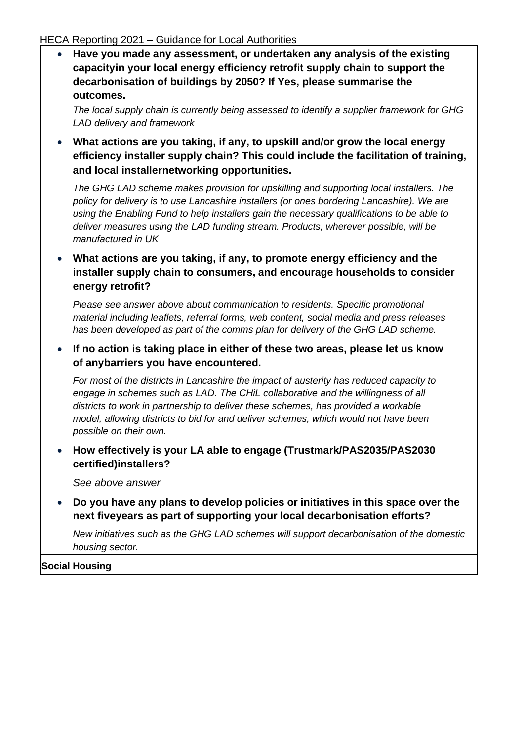- **Have you made any assessment, or undertaken any analysis of the existing capacityin your local energy efficiency retrofit supply chain to support the decarbonisation of buildings by 2050? If Yes, please summarise the outcomes.**

  *The local supply chain is currently being assessed to identify a supplier framework for GHG LAD delivery and framework*

- **What actions are you taking, if any, to upskill and/or grow the local energy efficiency installer supply chain? This could include the facilitation of training, and local installernetworking opportunities.**

  *The GHG LAD scheme makes provision for upskilling and supporting local installers. The policy for delivery is to use Lancashire installers (or ones bordering Lancashire). We are using the Enabling Fund to help installers gain the necessary qualifications to be able to deliver measures using the LAD funding stream. Products, wherever possible, will be manufactured in UK*

- **What actions are you taking, if any, to promote energy efficiency and the installer supply chain to consumers, and encourage households to consider energy retrofit?**

  *Please see answer above about communication to residents. Specific promotional material including leaflets, referral forms, web content, social media and press releases has been developed as part of the comms plan for delivery of the GHG LAD scheme.*

- **If no action is taking place in either of these two areas, please let us know of anybarriers you have encountered.**

  *For most of the districts in Lancashire the impact of austerity has reduced capacity to engage in schemes such as LAD. The CHiL collaborative and the willingness of all districts to work in partnership to deliver these schemes, has provided a workable model, allowing districts to bid for and deliver schemes, which would not have been possible on their own.*

- **How effectively is your LA able to engage (Trustmark/PAS2035/PAS2030 certified)installers?**

  *See above answer*

- **Do you have any plans to develop policies or initiatives in this space over the next fiveyears as part of supporting your local decarbonisation efforts?**

  *New initiatives such as the GHG LAD schemes will support decarbonisation of the domestic housing sector.*

**Social Housing**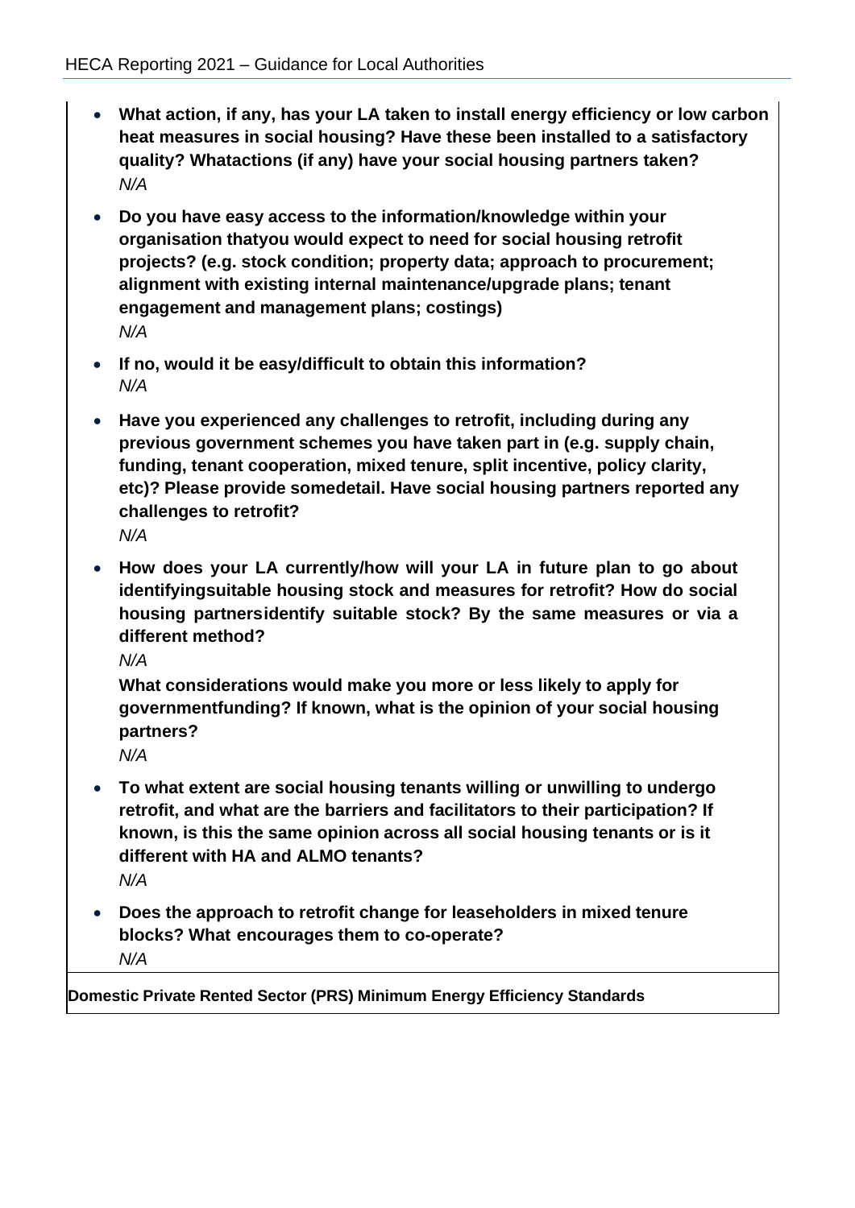- **What action, if any, has your LA taken to install energy efficiency or low carbon heat measures in social housing? Have these been installed to a satisfactory quality? Whatactions (if any) have your social housing partners taken?**
  *N/A*

- **Do you have easy access to the information/knowledge within your organisation thatyou would expect to need for social housing retrofit projects? (e.g. stock condition; property data; approach to procurement; alignment with existing internal maintenance/upgrade plans; tenant engagement and management plans; costings)**
  *N/A*

- **If no, would it be easy/difficult to obtain this information?**
  *N/A*

- **Have you experienced any challenges to retrofit, including during any previous government schemes you have taken part in (e.g. supply chain, funding, tenant cooperation, mixed tenure, split incentive, policy clarity, etc)? Please provide somedetail. Have social housing partners reported any challenges to retrofit?**
  *N/A*

- **How does your LA currently/how will your LA in future plan to go about identifyingsuitable housing stock and measures for retrofit? How do social housing partnersidentify suitable stock? By the same measures or via a different method?**
  *N/A*

  **What considerations would make you more or less likely to apply for governmentfunding? If known, what is the opinion of your social housing partners?**
  *N/A*

- **To what extent are social housing tenants willing or unwilling to undergo retrofit, and what are the barriers and facilitators to their participation? If known, is this the same opinion across all social housing tenants or is it different with HA and ALMO tenants?**
  *N/A*

- **Does the approach to retrofit change for leaseholders in mixed tenure blocks? What encourages them to co-operate?**
  *N/A*

**Domestic Private Rented Sector (PRS) Minimum Energy Efficiency Standards**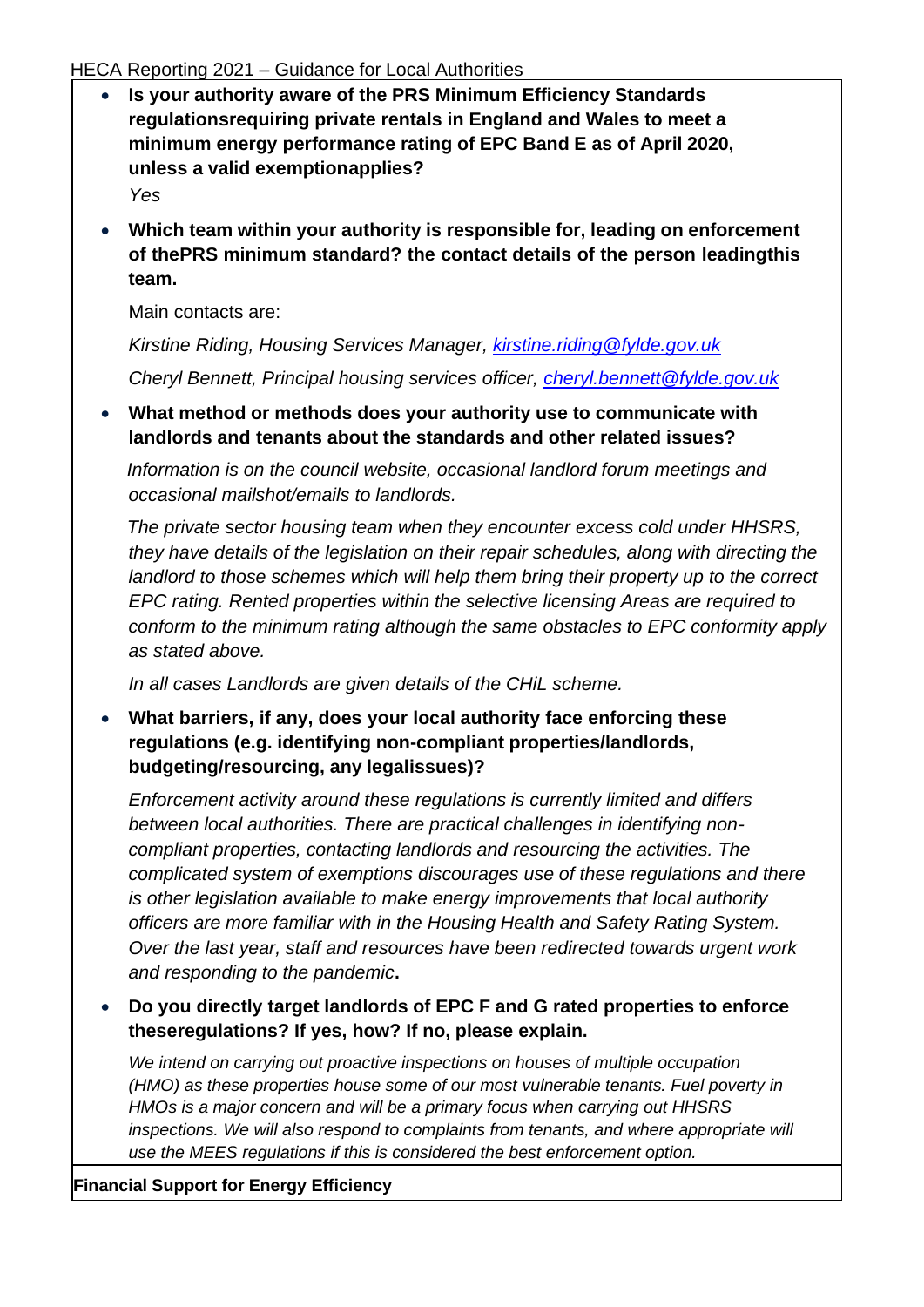- **Is your authority aware of the PRS Minimum Efficiency Standards regulationsrequiring private rentals in England and Wales to meet a minimum energy performance rating of EPC Band E as of April 2020, unless a valid exemptionapplies?**

  *Yes*

- **Which team within your authority is responsible for, leading on enforcement of thePRS minimum standard? the contact details of the person leadingthis team.**

  Main contacts are:

  *Kirstine Riding, Housing Services Manager, kirstine.riding@fylde.gov.uk*

  *Cheryl Bennett, Principal housing services officer, cheryl.bennett@fylde.gov.uk*

- **What method or methods does your authority use to communicate with landlords and tenants about the standards and other related issues?**

  *Information is on the council website, occasional landlord forum meetings and occasional mailshot/emails to landlords.*

  *The private sector housing team when they encounter excess cold under HHSRS, they have details of the legislation on their repair schedules, along with directing the landlord to those schemes which will help them bring their property up to the correct EPC rating. Rented properties within the selective licensing Areas are required to conform to the minimum rating although the same obstacles to EPC conformity apply as stated above.*

  *In all cases Landlords are given details of the CHiL scheme.*

- **What barriers, if any, does your local authority face enforcing these regulations (e.g. identifying non-compliant properties/landlords, budgeting/resourcing, any legalissues)?**

  *Enforcement activity around these regulations is currently limited and differs between local authorities. There are practical challenges in identifying non-compliant properties, contacting landlords and resourcing the activities. The complicated system of exemptions discourages use of these regulations and there is other legislation available to make energy improvements that local authority officers are more familiar with in the Housing Health and Safety Rating System. Over the last year, staff and resources have been redirected towards urgent work and responding to the pandemic*.

- **Do you directly target landlords of EPC F and G rated properties to enforce theseregulations? If yes, how? If no, please explain.**

  *We intend on carrying out proactive inspections on houses of multiple occupation (HMO) as these properties house some of our most vulnerable tenants. Fuel poverty in HMOs is a major concern and will be a primary focus when carrying out HHSRS inspections. We will also respond to complaints from tenants, and where appropriate will use the MEES regulations if this is considered the best enforcement option.*

**Financial Support for Energy Efficiency**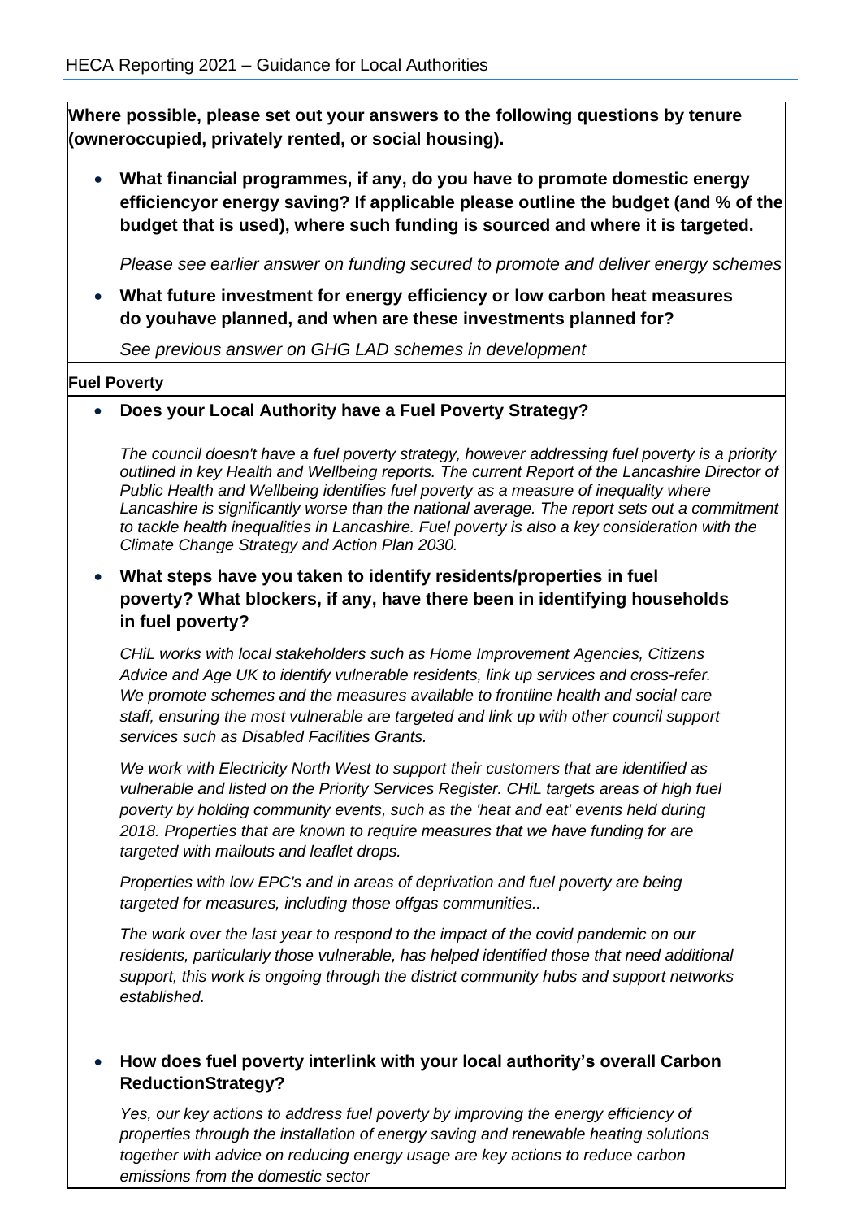**Where possible, please set out your answers to the following questions by tenure (owneroccupied, privately rented, or social housing).**

- **What financial programmes, if any, do you have to promote domestic energy efficiencyor energy saving? If applicable please outline the budget (and % of the budget that is used), where such funding is sourced and where it is targeted.**

  *Please see earlier answer on funding secured to promote and deliver energy schemes*

- **What future investment for energy efficiency or low carbon heat measures do youhave planned, and when are these investments planned for?**

  *See previous answer on GHG LAD schemes in development*

**Fuel Poverty**

- **Does your Local Authority have a Fuel Poverty Strategy?**

  *The council doesn't have a fuel poverty strategy, however addressing fuel poverty is a priority outlined in key Health and Wellbeing reports. The current Report of the Lancashire Director of Public Health and Wellbeing identifies fuel poverty as a measure of inequality where Lancashire is significantly worse than the national average. The report sets out a commitment to tackle health inequalities in Lancashire. Fuel poverty is also a key consideration with the Climate Change Strategy and Action Plan 2030.*

- **What steps have you taken to identify residents/properties in fuel poverty? What blockers, if any, have there been in identifying households in fuel poverty?**

  *CHiL works with local stakeholders such as Home Improvement Agencies, Citizens Advice and Age UK to identify vulnerable residents, link up services and cross-refer. We promote schemes and the measures available to frontline health and social care staff, ensuring the most vulnerable are targeted and link up with other council support services such as Disabled Facilities Grants.*

  *We work with Electricity North West to support their customers that are identified as vulnerable and listed on the Priority Services Register. CHiL targets areas of high fuel poverty by holding community events, such as the 'heat and eat' events held during 2018. Properties that are known to require measures that we have funding for are targeted with mailouts and leaflet drops.*

  *Properties with low EPC's and in areas of deprivation and fuel poverty are being targeted for measures, including those offgas communities..*

  *The work over the last year to respond to the impact of the covid pandemic on our residents, particularly those vulnerable, has helped identified those that need additional support, this work is ongoing through the district community hubs and support networks established.*

- **How does fuel poverty interlink with your local authority's overall Carbon ReductionStrategy?**

  *Yes, our key actions to address fuel poverty by improving the energy efficiency of properties through the installation of energy saving and renewable heating solutions together with advice on reducing energy usage are key actions to reduce carbon emissions from the domestic sector*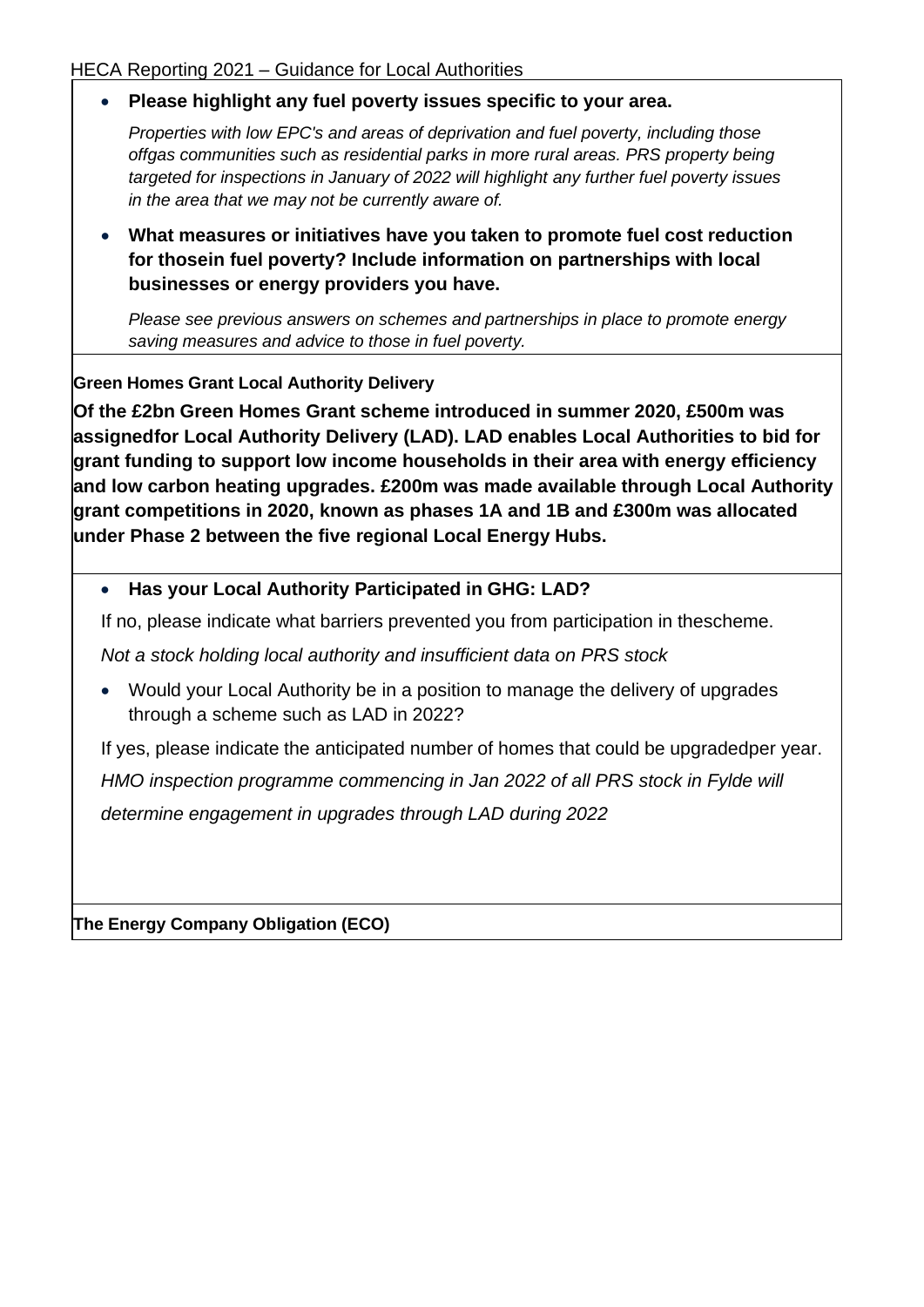- **Please highlight any fuel poverty issues specific to your area.**

  *Properties with low EPC's and areas of deprivation and fuel poverty, including those offgas communities such as residential parks in more rural areas. PRS property being targeted for inspections in January of 2022 will highlight any further fuel poverty issues in the area that we may not be currently aware of.*

- **What measures or initiatives have you taken to promote fuel cost reduction for thosein fuel poverty? Include information on partnerships with local businesses or energy providers you have.**

  *Please see previous answers on schemes and partnerships in place to promote energy saving measures and advice to those in fuel poverty.*

**Green Homes Grant Local Authority Delivery**

**Of the £2bn Green Homes Grant scheme introduced in summer 2020, £500m was assignedfor Local Authority Delivery (LAD). LAD enables Local Authorities to bid for grant funding to support low income households in their area with energy efficiency and low carbon heating upgrades. £200m was made available through Local Authority grant competitions in 2020, known as phases 1A and 1B and £300m was allocated under Phase 2 between the five regional Local Energy Hubs.**

- **Has your Local Authority Participated in GHG: LAD?**

If no, please indicate what barriers prevented you from participation in thescheme.

*Not a stock holding local authority and insufficient data on PRS stock*

- Would your Local Authority be in a position to manage the delivery of upgrades through a scheme such as LAD in 2022?

If yes, please indicate the anticipated number of homes that could be upgradedper year.

*HMO inspection programme commencing in Jan 2022 of all PRS stock in Fylde will determine engagement in upgrades through LAD during 2022*

**The Energy Company Obligation (ECO)**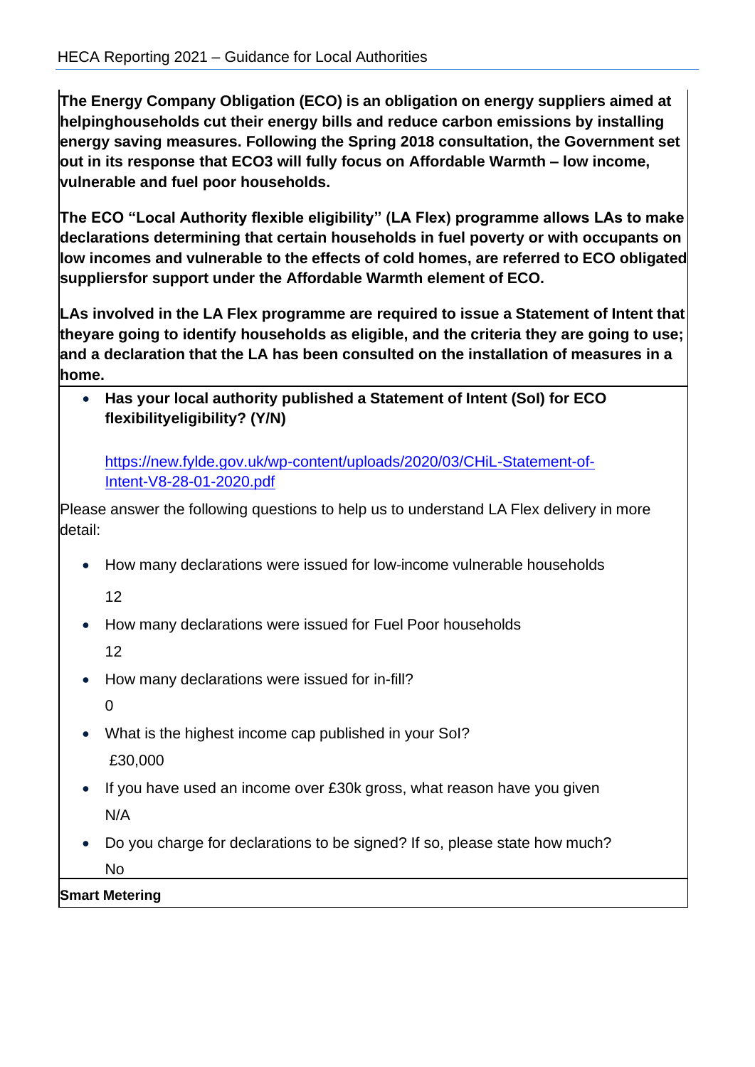**The Energy Company Obligation (ECO) is an obligation on energy suppliers aimed at helpinghouseholds cut their energy bills and reduce carbon emissions by installing energy saving measures. Following the Spring 2018 consultation, the Government set out in its response that ECO3 will fully focus on Affordable Warmth – low income, vulnerable and fuel poor households.**

**The ECO "Local Authority flexible eligibility" (LA Flex) programme allows LAs to make declarations determining that certain households in fuel poverty or with occupants on low incomes and vulnerable to the effects of cold homes, are referred to ECO obligated suppliersfor support under the Affordable Warmth element of ECO.**

**LAs involved in the LA Flex programme are required to issue a Statement of Intent that theyare going to identify households as eligible, and the criteria they are going to use; and a declaration that the LA has been consulted on the installation of measures in a home.**

- **Has your local authority published a Statement of Intent (SoI) for ECO flexibilityeligibility? (Y/N)**

  https://new.fylde.gov.uk/wp-content/uploads/2020/03/CHiL-Statement-of-Intent-V8-28-01-2020.pdf

Please answer the following questions to help us to understand LA Flex delivery in more detail:

- How many declarations were issued for low-income vulnerable households

  12

- How many declarations were issued for Fuel Poor households

  12

- How many declarations were issued for in-fill?

  0

- What is the highest income cap published in your SoI?

  £30,000

- If you have used an income over £30k gross, what reason have you given

  N/A

- Do you charge for declarations to be signed? If so, please state how much?

  No

**Smart Metering**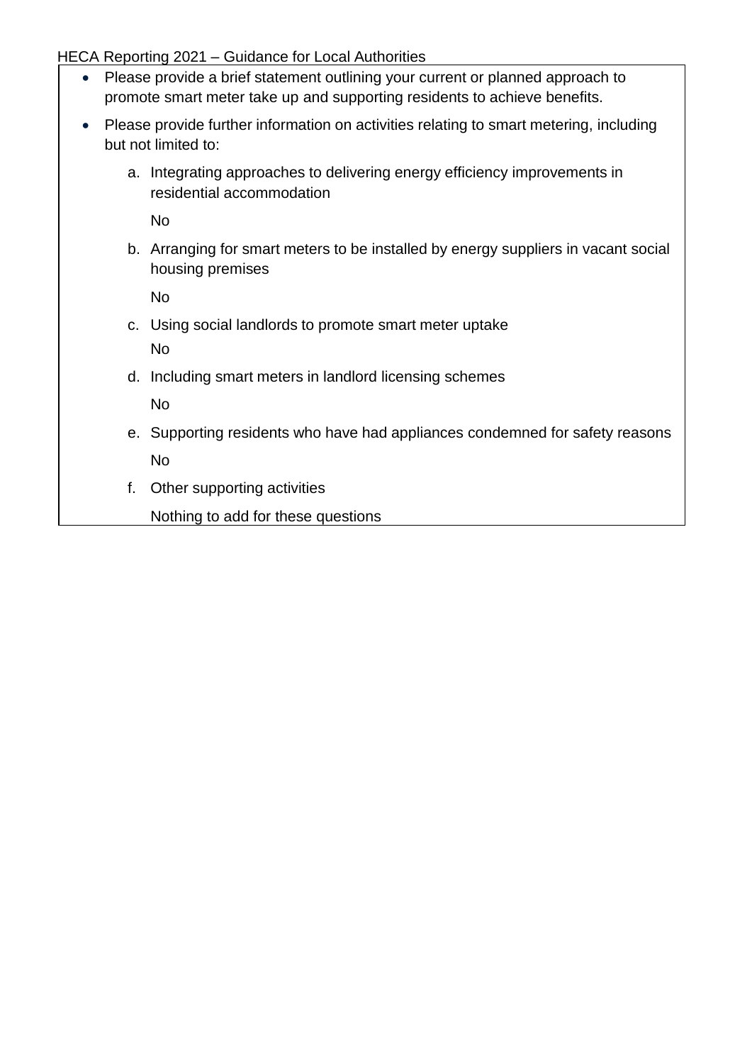- Please provide a brief statement outlining your current or planned approach to promote smart meter take up and supporting residents to achieve benefits.
- Please provide further information on activities relating to smart metering, including but not limited to:

  a. Integrating approaches to delivering energy efficiency improvements in residential accommodation

     No

  b. Arranging for smart meters to be installed by energy suppliers in vacant social housing premises

     No

  c. Using social landlords to promote smart meter uptake

     No

  d. Including smart meters in landlord licensing schemes

     No

  e. Supporting residents who have had appliances condemned for safety reasons

     No

  f. Other supporting activities

     Nothing to add for these questions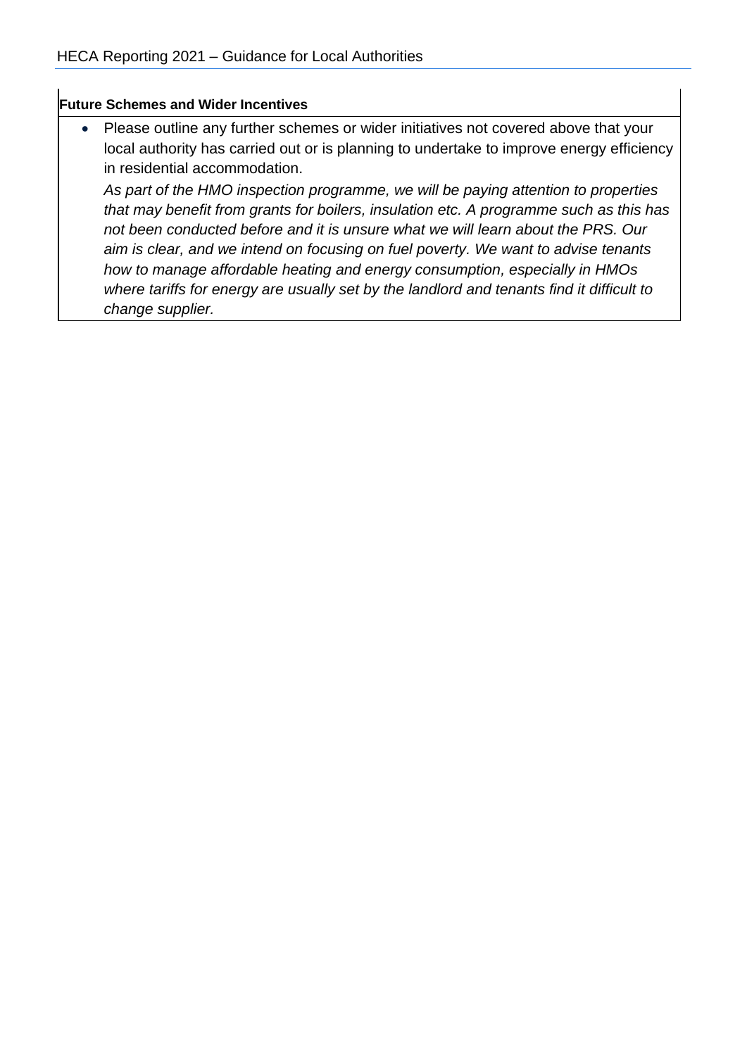**Future Schemes and Wider Incentives**

- Please outline any further schemes or wider initiatives not covered above that your local authority has carried out or is planning to undertake to improve energy efficiency in residential accommodation.

  *As part of the HMO inspection programme, we will be paying attention to properties that may benefit from grants for boilers, insulation etc. A programme such as this has not been conducted before and it is unsure what we will learn about the PRS. Our aim is clear, and we intend on focusing on fuel poverty. We want to advise tenants how to manage affordable heating and energy consumption, especially in HMOs where tariffs for energy are usually set by the landlord and tenants find it difficult to change supplier.*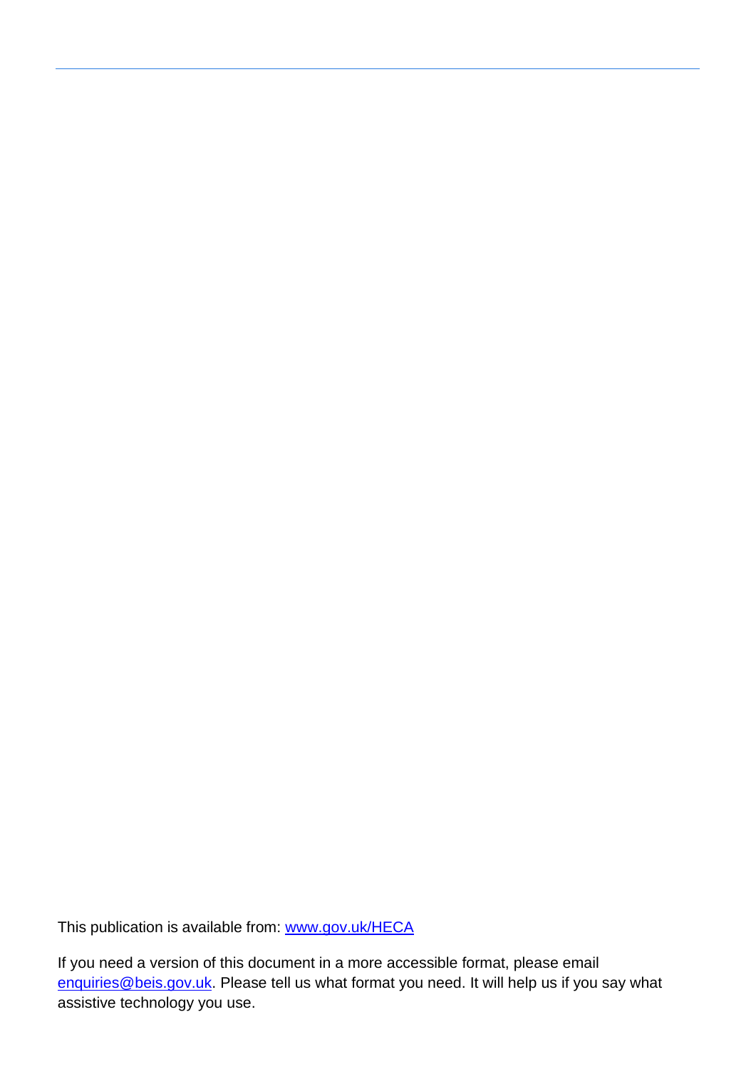This publication is available from: [www.gov.uk/HECA](www.gov.uk/HECA)

If you need a version of this document in a more accessible format, please email [enquiries@beis.gov.uk](mailto:enquiries@beis.gov.uk). Please tell us what format you need. It will help us if you say what assistive technology you use.